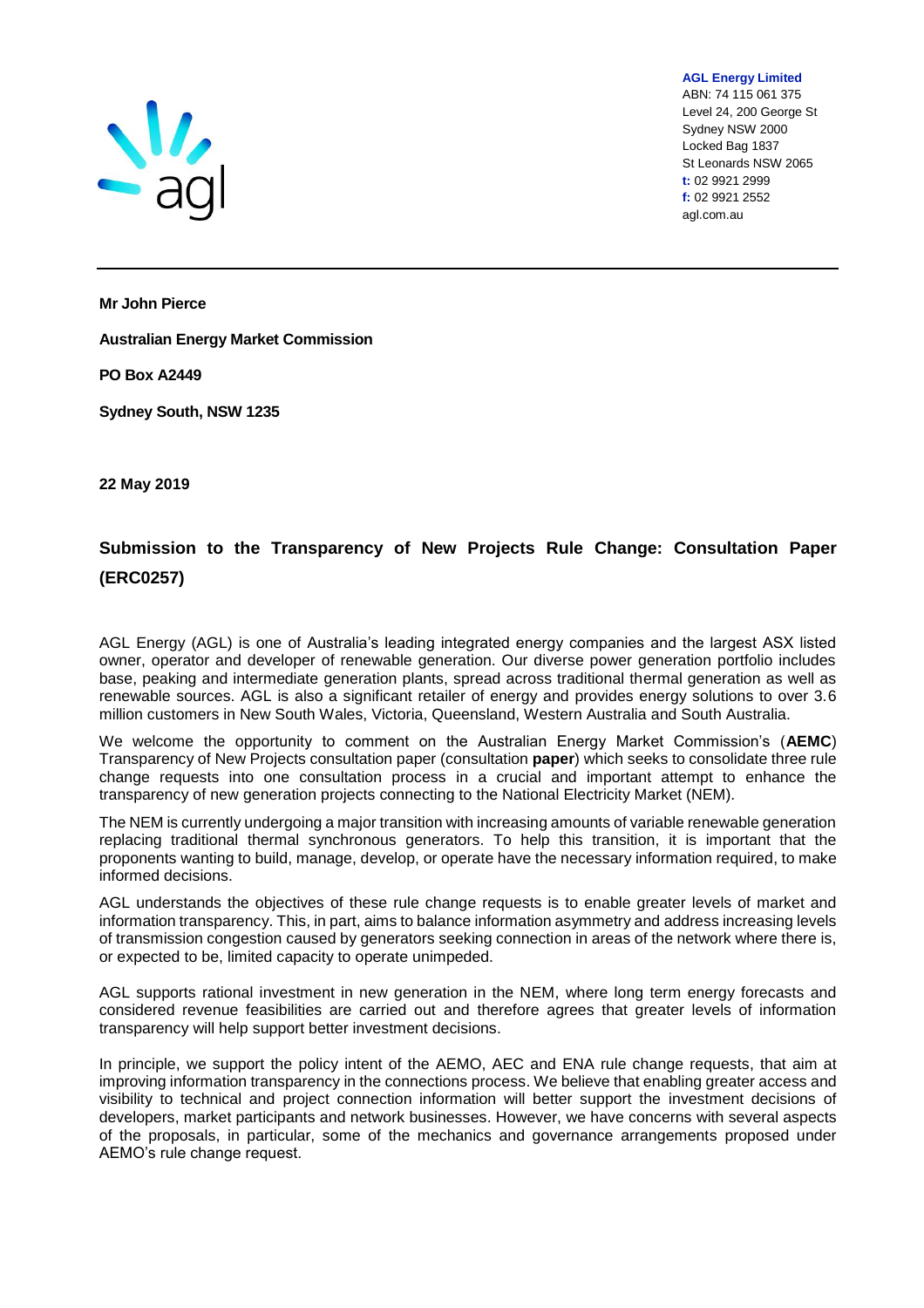**AGL Energy Limited**
ABN: 74 115 061 375
Level 24, 200 George St
Sydney NSW 2000
Locked Bag 1837
St Leonards NSW 2065
**t:** 02 9921 2999
**f:** 02 9921 2552
agl.com.au

---

**Mr John Pierce**

**Australian Energy Market Commission**

**PO Box A2449**

**Sydney South, NSW 1235**

**22 May 2019**

## Submission to the Transparency of New Projects Rule Change: Consultation Paper (ERC0257)

AGL Energy (AGL) is one of Australia's leading integrated energy companies and the largest ASX listed owner, operator and developer of renewable generation. Our diverse power generation portfolio includes base, peaking and intermediate generation plants, spread across traditional thermal generation as well as renewable sources. AGL is also a significant retailer of energy and provides energy solutions to over 3.6 million customers in New South Wales, Victoria, Queensland, Western Australia and South Australia.

We welcome the opportunity to comment on the Australian Energy Market Commission's (**AEMC**) Transparency of New Projects consultation paper (consultation **paper**) which seeks to consolidate three rule change requests into one consultation process in a crucial and important attempt to enhance the transparency of new generation projects connecting to the National Electricity Market (NEM).

The NEM is currently undergoing a major transition with increasing amounts of variable renewable generation replacing traditional thermal synchronous generators. To help this transition, it is important that the proponents wanting to build, manage, develop, or operate have the necessary information required, to make informed decisions.

AGL understands the objectives of these rule change requests is to enable greater levels of market and information transparency. This, in part, aims to balance information asymmetry and address increasing levels of transmission congestion caused by generators seeking connection in areas of the network where there is, or expected to be, limited capacity to operate unimpeded.

AGL supports rational investment in new generation in the NEM, where long term energy forecasts and considered revenue feasibilities are carried out and therefore agrees that greater levels of information transparency will help support better investment decisions.

In principle, we support the policy intent of the AEMO, AEC and ENA rule change requests, that aim at improving information transparency in the connections process. We believe that enabling greater access and visibility to technical and project connection information will better support the investment decisions of developers, market participants and network businesses. However, we have concerns with several aspects of the proposals, in particular, some of the mechanics and governance arrangements proposed under AEMO's rule change request.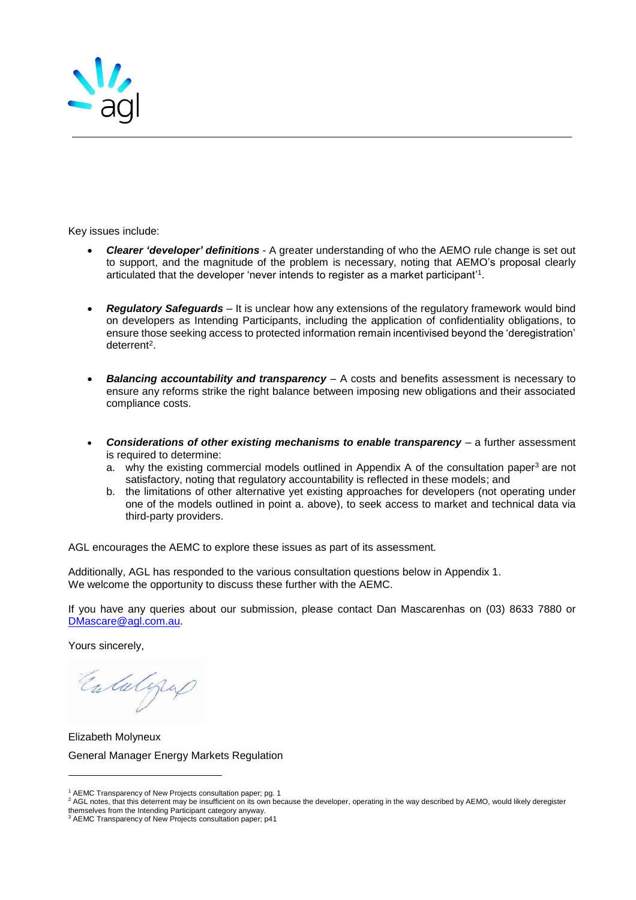Key issues include:

- ***Clearer 'developer' definitions*** - A greater understanding of who the AEMO rule change is set out to support, and the magnitude of the problem is necessary, noting that AEMO's proposal clearly articulated that the developer 'never intends to register as a market participant'[1].

- ***Regulatory Safeguards*** – It is unclear how any extensions of the regulatory framework would bind on developers as Intending Participants, including the application of confidentiality obligations, to ensure those seeking access to protected information remain incentivised beyond the 'deregistration' deterrent[2].

- ***Balancing accountability and transparency*** – A costs and benefits assessment is necessary to ensure any reforms strike the right balance between imposing new obligations and their associated compliance costs.

- ***Considerations of other existing mechanisms to enable transparency*** – a further assessment is required to determine:
  a. why the existing commercial models outlined in Appendix A of the consultation paper[3] are not satisfactory, noting that regulatory accountability is reflected in these models; and
  b. the limitations of other alternative yet existing approaches for developers (not operating under one of the models outlined in point a. above), to seek access to market and technical data via third-party providers.

AGL encourages the AEMC to explore these issues as part of its assessment.

Additionally, AGL has responded to the various consultation questions below in Appendix 1.
We welcome the opportunity to discuss these further with the AEMC.

If you have any queries about our submission, please contact Dan Mascarenhas on (03) 8633 7880 or DMascare@agl.com.au.

Yours sincerely,

Elizabeth Molyneux

General Manager Energy Markets Regulation

---

[1] AEMC Transparency of New Projects consultation paper; pg. 1

[2] AGL notes, that this deterrent may be insufficient on its own because the developer, operating in the way described by AEMO, would likely deregister themselves from the Intending Participant category anyway.

[3] AEMC Transparency of New Projects consultation paper; p41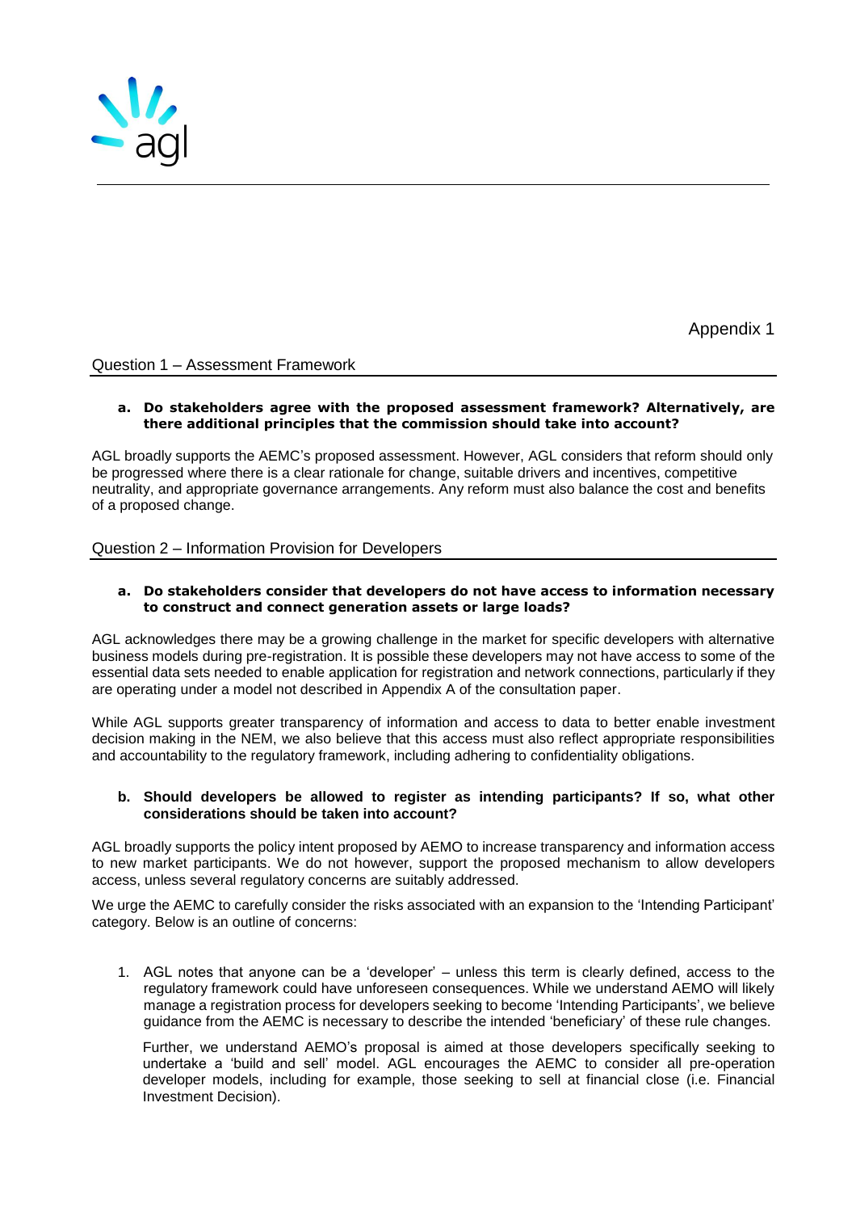Appendix 1

## Question 1 – Assessment Framework

**a. Do stakeholders agree with the proposed assessment framework? Alternatively, are there additional principles that the commission should take into account?**

AGL broadly supports the AEMC's proposed assessment. However, AGL considers that reform should only be progressed where there is a clear rationale for change, suitable drivers and incentives, competitive neutrality, and appropriate governance arrangements. Any reform must also balance the cost and benefits of a proposed change.

## Question 2 – Information Provision for Developers

**a. Do stakeholders consider that developers do not have access to information necessary to construct and connect generation assets or large loads?**

AGL acknowledges there may be a growing challenge in the market for specific developers with alternative business models during pre-registration. It is possible these developers may not have access to some of the essential data sets needed to enable application for registration and network connections, particularly if they are operating under a model not described in Appendix A of the consultation paper.

While AGL supports greater transparency of information and access to data to better enable investment decision making in the NEM, we also believe that this access must also reflect appropriate responsibilities and accountability to the regulatory framework, including adhering to confidentiality obligations.

**b. Should developers be allowed to register as intending participants? If so, what other considerations should be taken into account?**

AGL broadly supports the policy intent proposed by AEMO to increase transparency and information access to new market participants. We do not however, support the proposed mechanism to allow developers access, unless several regulatory concerns are suitably addressed.

We urge the AEMC to carefully consider the risks associated with an expansion to the 'Intending Participant' category. Below is an outline of concerns:

1. AGL notes that anyone can be a 'developer' – unless this term is clearly defined, access to the regulatory framework could have unforeseen consequences. While we understand AEMO will likely manage a registration process for developers seeking to become 'Intending Participants', we believe guidance from the AEMC is necessary to describe the intended 'beneficiary' of these rule changes.

   Further, we understand AEMO's proposal is aimed at those developers specifically seeking to undertake a 'build and sell' model. AGL encourages the AEMC to consider all pre-operation developer models, including for example, those seeking to sell at financial close (i.e. Financial Investment Decision).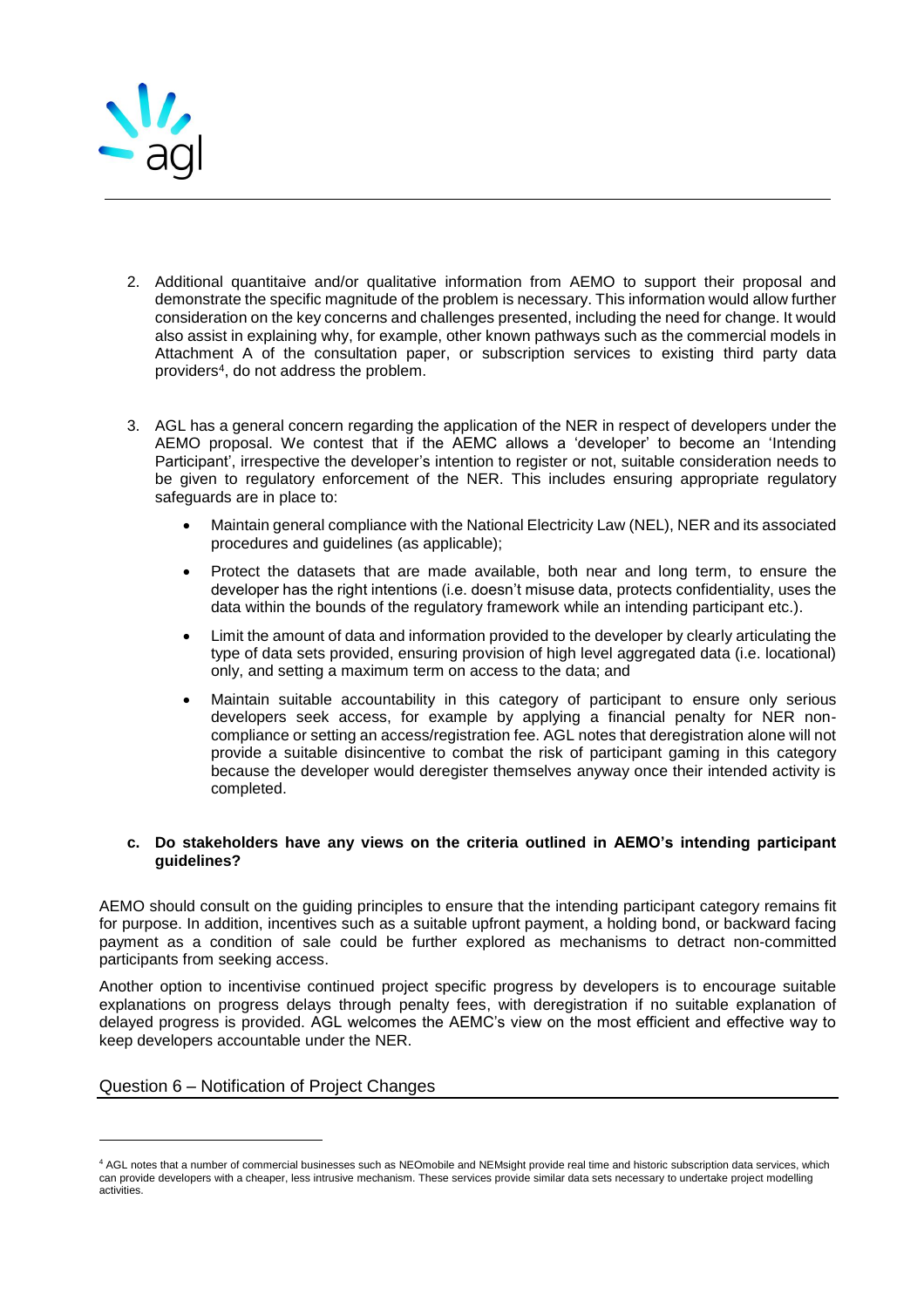2. Additional quantitaive and/or qualitative information from AEMO to support their proposal and demonstrate the specific magnitude of the problem is necessary. This information would allow further consideration on the key concerns and challenges presented, including the need for change. It would also assist in explaining why, for example, other known pathways such as the commercial models in Attachment A of the consultation paper, or subscription services to existing third party data providers[4], do not address the problem.

3. AGL has a general concern regarding the application of the NER in respect of developers under the AEMO proposal. We contest that if the AEMC allows a 'developer' to become an 'Intending Participant', irrespective the developer's intention to register or not, suitable consideration needs to be given to regulatory enforcement of the NER. This includes ensuring appropriate regulatory safeguards are in place to:

    - Maintain general compliance with the National Electricity Law (NEL), NER and its associated procedures and guidelines (as applicable);
    - Protect the datasets that are made available, both near and long term, to ensure the developer has the right intentions (i.e. doesn't misuse data, protects confidentiality, uses the data within the bounds of the regulatory framework while an intending participant etc.).
    - Limit the amount of data and information provided to the developer by clearly articulating the type of data sets provided, ensuring provision of high level aggregated data (i.e. locational) only, and setting a maximum term on access to the data; and
    - Maintain suitable accountability in this category of participant to ensure only serious developers seek access, for example by applying a financial penalty for NER non-compliance or setting an access/registration fee. AGL notes that deregistration alone will not provide a suitable disincentive to combat the risk of participant gaming in this category because the developer would deregister themselves anyway once their intended activity is completed.

**c. Do stakeholders have any views on the criteria outlined in AEMO's intending participant guidelines?**

AEMO should consult on the guiding principles to ensure that the intending participant category remains fit for purpose. In addition, incentives such as a suitable upfront payment, a holding bond, or backward facing payment as a condition of sale could be further explored as mechanisms to detract non-committed participants from seeking access.

Another option to incentivise continued project specific progress by developers is to encourage suitable explanations on progress delays through penalty fees, with deregistration if no suitable explanation of delayed progress is provided. AGL welcomes the AEMC's view on the most efficient and effective way to keep developers accountable under the NER.

## Question 6 – Notification of Project Changes

[4] AGL notes that a number of commercial businesses such as NEOmobile and NEMsight provide real time and historic subscription data services, which can provide developers with a cheaper, less intrusive mechanism. These services provide similar data sets necessary to undertake project modelling activities.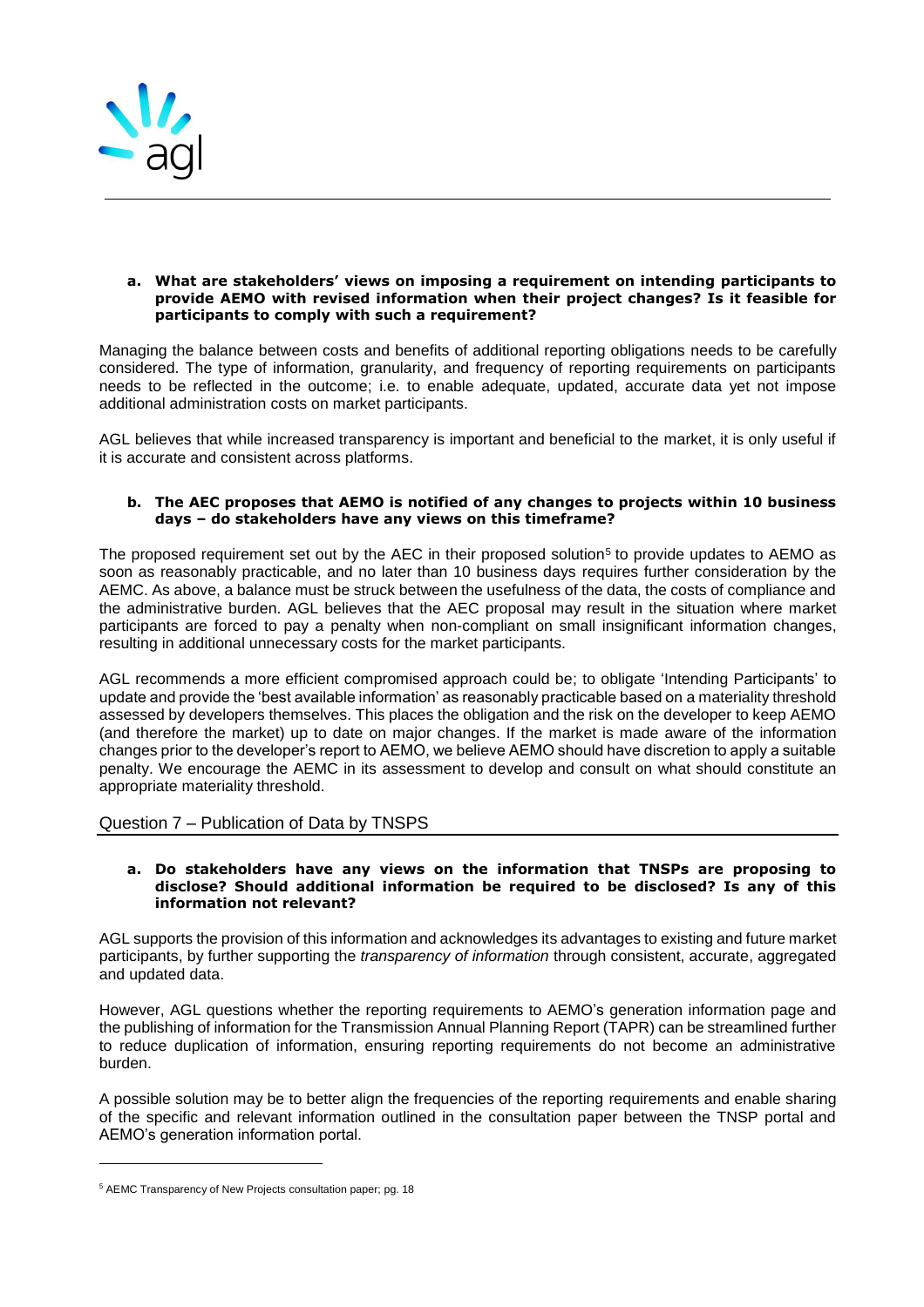**a. What are stakeholders' views on imposing a requirement on intending participants to provide AEMO with revised information when their project changes? Is it feasible for participants to comply with such a requirement?**

Managing the balance between costs and benefits of additional reporting obligations needs to be carefully considered. The type of information, granularity, and frequency of reporting requirements on participants needs to be reflected in the outcome; i.e. to enable adequate, updated, accurate data yet not impose additional administration costs on market participants.

AGL believes that while increased transparency is important and beneficial to the market, it is only useful if it is accurate and consistent across platforms.

**b. The AEC proposes that AEMO is notified of any changes to projects within 10 business days – do stakeholders have any views on this timeframe?**

The proposed requirement set out by the AEC in their proposed solution[5] to provide updates to AEMO as soon as reasonably practicable, and no later than 10 business days requires further consideration by the AEMC. As above, a balance must be struck between the usefulness of the data, the costs of compliance and the administrative burden. AGL believes that the AEC proposal may result in the situation where market participants are forced to pay a penalty when non-compliant on small insignificant information changes, resulting in additional unnecessary costs for the market participants.

AGL recommends a more efficient compromised approach could be; to obligate 'Intending Participants' to update and provide the 'best available information' as reasonably practicable based on a materiality threshold assessed by developers themselves. This places the obligation and the risk on the developer to keep AEMO (and therefore the market) up to date on major changes. If the market is made aware of the information changes prior to the developer's report to AEMO, we believe AEMO should have discretion to apply a suitable penalty. We encourage the AEMC in its assessment to develop and consult on what should constitute an appropriate materiality threshold.

## Question 7 – Publication of Data by TNSPS

**a. Do stakeholders have any views on the information that TNSPs are proposing to disclose? Should additional information be required to be disclosed? Is any of this information not relevant?**

AGL supports the provision of this information and acknowledges its advantages to existing and future market participants, by further supporting the *transparency of information* through consistent, accurate, aggregated and updated data.

However, AGL questions whether the reporting requirements to AEMO's generation information page and the publishing of information for the Transmission Annual Planning Report (TAPR) can be streamlined further to reduce duplication of information, ensuring reporting requirements do not become an administrative burden.

A possible solution may be to better align the frequencies of the reporting requirements and enable sharing of the specific and relevant information outlined in the consultation paper between the TNSP portal and AEMO's generation information portal.

[5] AEMC Transparency of New Projects consultation paper; pg. 18